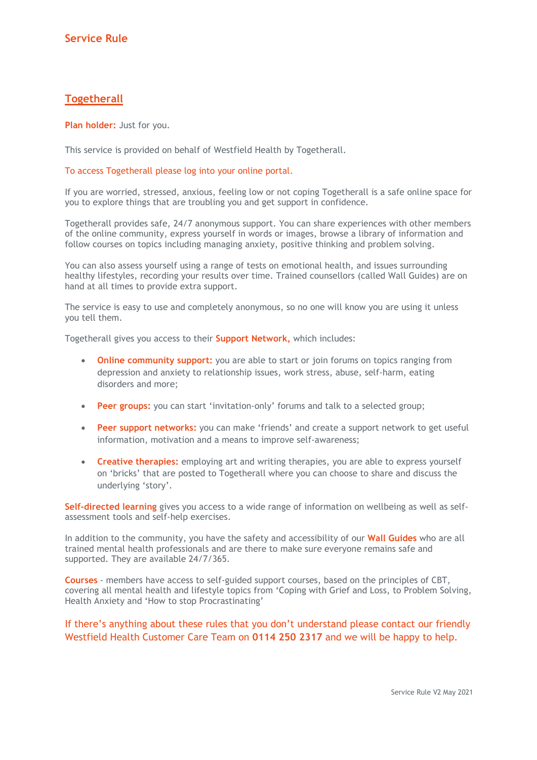# Service Rule

## Togetherall

**Plan holder:** Just for you.

This service is provided on behalf of Westfield Health by Togetherall.

To access Togetherall please log into your online portal.

If you are worried, stressed, anxious, feeling low or not coping Togetherall is a safe online space for you to explore things that are troubling you and get support in confidence.

Togetherall provides safe, 24/7 anonymous support. You can share experiences with other members of the online community, express yourself in words or images, browse a library of information and follow courses on topics including managing anxiety, positive thinking and problem solving.

You can also assess yourself using a range of tests on emotional health, and issues surrounding healthy lifestyles, recording your results over time. Trained counsellors (called Wall Guides) are on hand at all times to provide extra support.

The service is easy to use and completely anonymous, so no one will know you are using it unless you tell them.

Togetherall gives you access to their **Support Network,** which includes:

- **Online community support:** you are able to start or join forums on topics ranging from depression and anxiety to relationship issues, work stress, abuse, self-harm, eating disorders and more;
- **Peer groups:** you can start 'invitation-only' forums and talk to a selected group;
- **Peer support networks:** you can make 'friends' and create a support network to get useful information, motivation and a means to improve self-awareness;
- **Creative therapies:** employing art and writing therapies, you are able to express yourself on 'bricks' that are posted to Togetherall where you can choose to share and discuss the underlying 'story'.

**Self-directed learning** gives you access to a wide range of information on wellbeing as well as self-assessment tools and self-help exercises.

In addition to the community, you have the safety and accessibility of our **Wall Guides** who are all trained mental health professionals and are there to make sure everyone remains safe and supported. They are available 24/7/365.

**Courses** - members have access to self-guided support courses, based on the principles of CBT, covering all mental health and lifestyle topics from 'Coping with Grief and Loss, to Problem Solving, Health Anxiety and 'How to stop Procrastinating'

If there's anything about these rules that you don't understand please contact our friendly Westfield Health Customer Care Team on **0114 250 2317** and we will be happy to help.

Service Rule V2 May 2021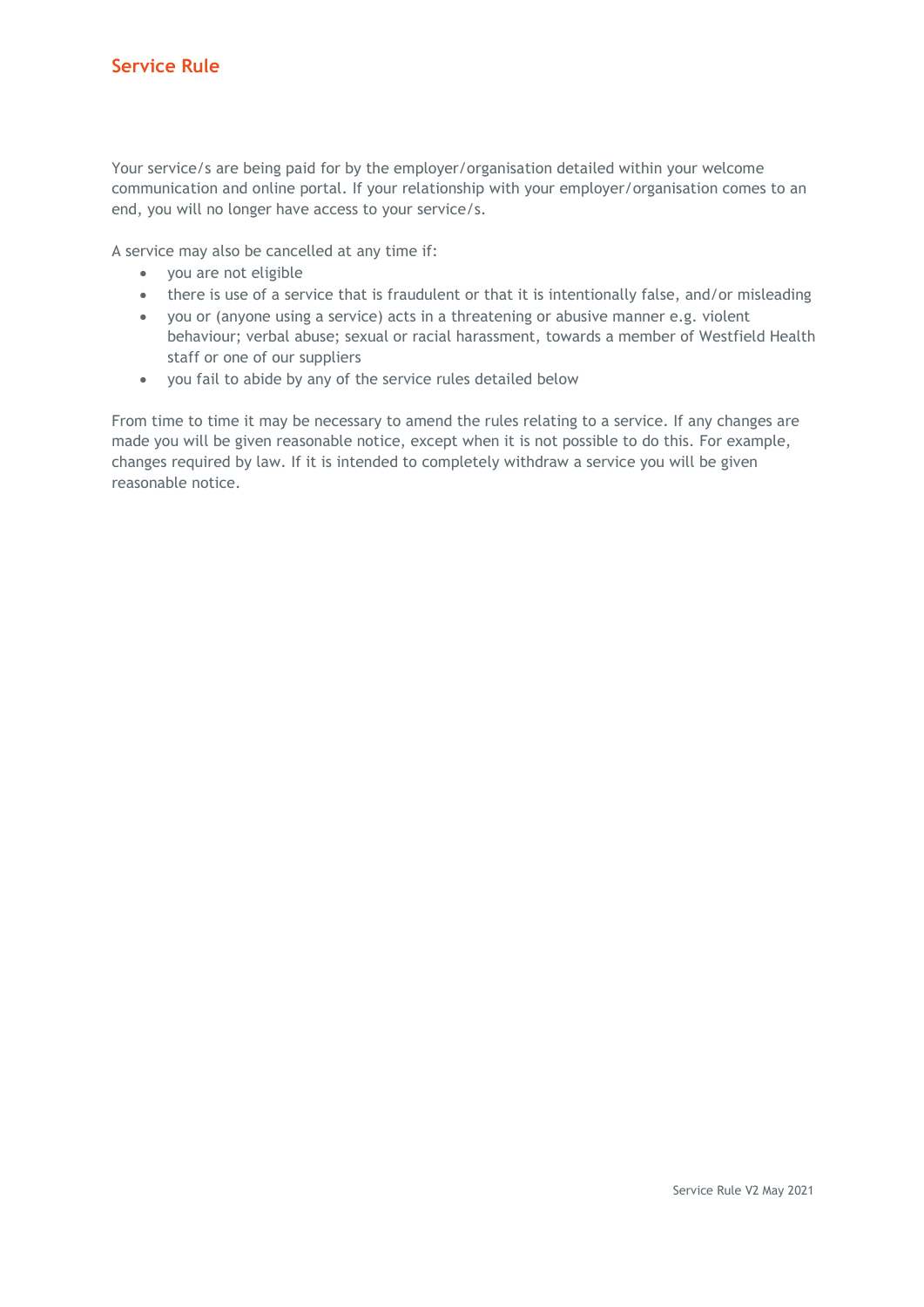## Service Rule

Your service/s are being paid for by the employer/organisation detailed within your welcome communication and online portal. If your relationship with your employer/organisation comes to an end, you will no longer have access to your service/s.

A service may also be cancelled at any time if:

- you are not eligible
- there is use of a service that is fraudulent or that it is intentionally false, and/or misleading
- you or (anyone using a service) acts in a threatening or abusive manner e.g. violent behaviour; verbal abuse; sexual or racial harassment, towards a member of Westfield Health staff or one of our suppliers
- you fail to abide by any of the service rules detailed below

From time to time it may be necessary to amend the rules relating to a service. If any changes are made you will be given reasonable notice, except when it is not possible to do this. For example, changes required by law. If it is intended to completely withdraw a service you will be given reasonable notice.

Service Rule V2 May 2021